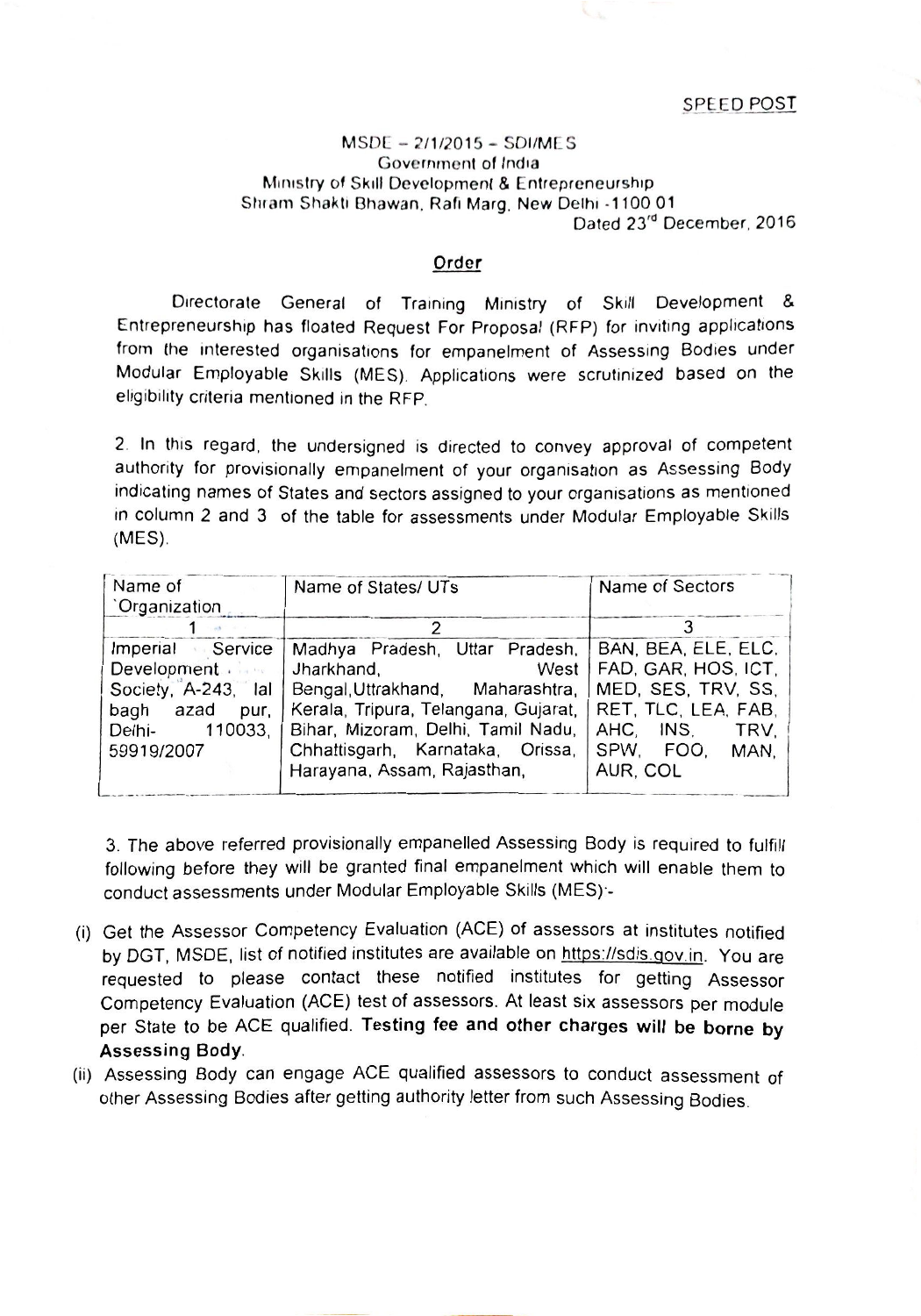SPEED POST

MSDE – 2/1/2015 – SDI/MES
Government of India
Ministry of Skill Development & Entrepreneurship
Shram Shakti Bhawan, Rafi Marg, New Delhi -1100 01
Dated 23rd December, 2016

## Order

Directorate General of Training Ministry of Skill Development & Entrepreneurship has floated Request For Proposal (RFP) for inviting applications from the interested organisations for empanelment of Assessing Bodies under Modular Employable Skills (MES). Applications were scrutinized based on the eligibility criteria mentioned in the RFP.

2. In this regard, the undersigned is directed to convey approval of competent authority for provisionally empanelment of your organisation as Assessing Body indicating names of States and sectors assigned to your organisations as mentioned in column 2 and 3 of the table for assessments under Modular Employable Skills (MES).

| Name of Organization | Name of States/ UTs | Name of Sectors |
|---|---|---|
| 1 | 2 | 3 |
| Imperial Service Development Society, A-243, lal bagh azad pur, Delhi- 110033, 59919/2007 | Madhya Pradesh, Uttar Pradesh, Jharkhand, West Bengal, Uttrakhand, Maharashtra, Kerala, Tripura, Telangana, Gujarat, Bihar, Mizoram, Delhi, Tamil Nadu, Chhattisgarh, Karnataka, Orissa, Harayana, Assam, Rajasthan, | BAN, BEA, ELE, ELC, FAD, GAR, HOS, ICT, MED, SES, TRV, SS, RET, TLC, LEA, FAB, AHC, INS, TRV, SPW, FOO, MAN, AUR, COL |

3. The above referred provisionally empanelled Assessing Body is required to fulfill following before they will be granted final empanelment which will enable them to conduct assessments under Modular Employable Skills (MES):-

(i) Get the Assessor Competency Evaluation (ACE) of assessors at institutes notified by DGT, MSDE, list of notified institutes are available on https://sdis.gov.in. You are requested to please contact these notified institutes for getting Assessor Competency Evaluation (ACE) test of assessors. At least six assessors per module per State to be ACE qualified. **Testing fee and other charges will be borne by Assessing Body.**

(ii) Assessing Body can engage ACE qualified assessors to conduct assessment of other Assessing Bodies after getting authority letter from such Assessing Bodies.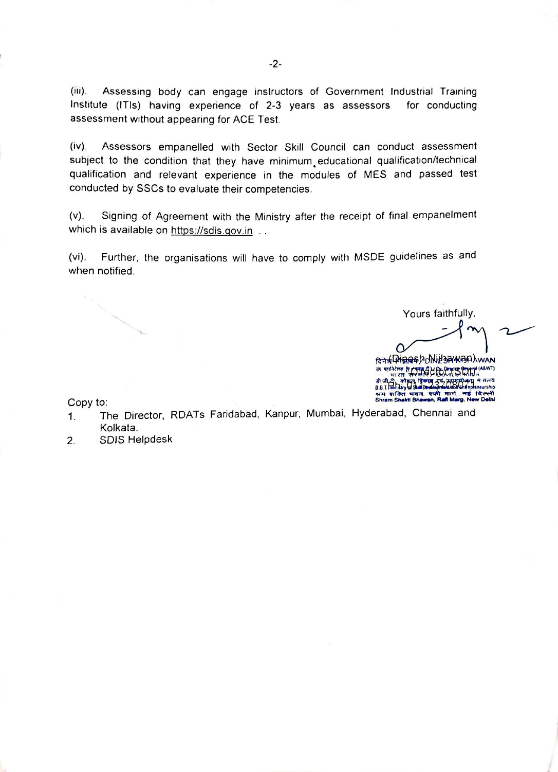(iii). Assessing body can engage instructors of Government Industrial Training Institute (ITIs) having experience of 2-3 years as assessors for conducting assessment without appearing for ACE Test.

(iv). Assessors empanelled with Sector Skill Council can conduct assessment subject to the condition that they have minimum educational qualification/technical qualification and relevant experience in the modules of MES and passed test conducted by SSCs to evaluate their competencies.

(v). Signing of Agreement with the Ministry after the receipt of final empanelment which is available on https://sdis.gov.in . .

(vi). Further, the organisations will have to comply with MSDE guidelines as and when notified.

Yours faithfully,

(Dinesh Nijhawan)
DINESH NIJHAWAN
Director (SDI)
Ph: 011-23708071
D.G.T. Ministry of Skill Development and Entrepreneurship
Shram Shakti Bhawan, Rafi Marg, New Delhi

Copy to:

1. The Director, RDATs Faridabad, Kanpur, Mumbai, Hyderabad, Chennai and Kolkata.
2. SDIS Helpdesk